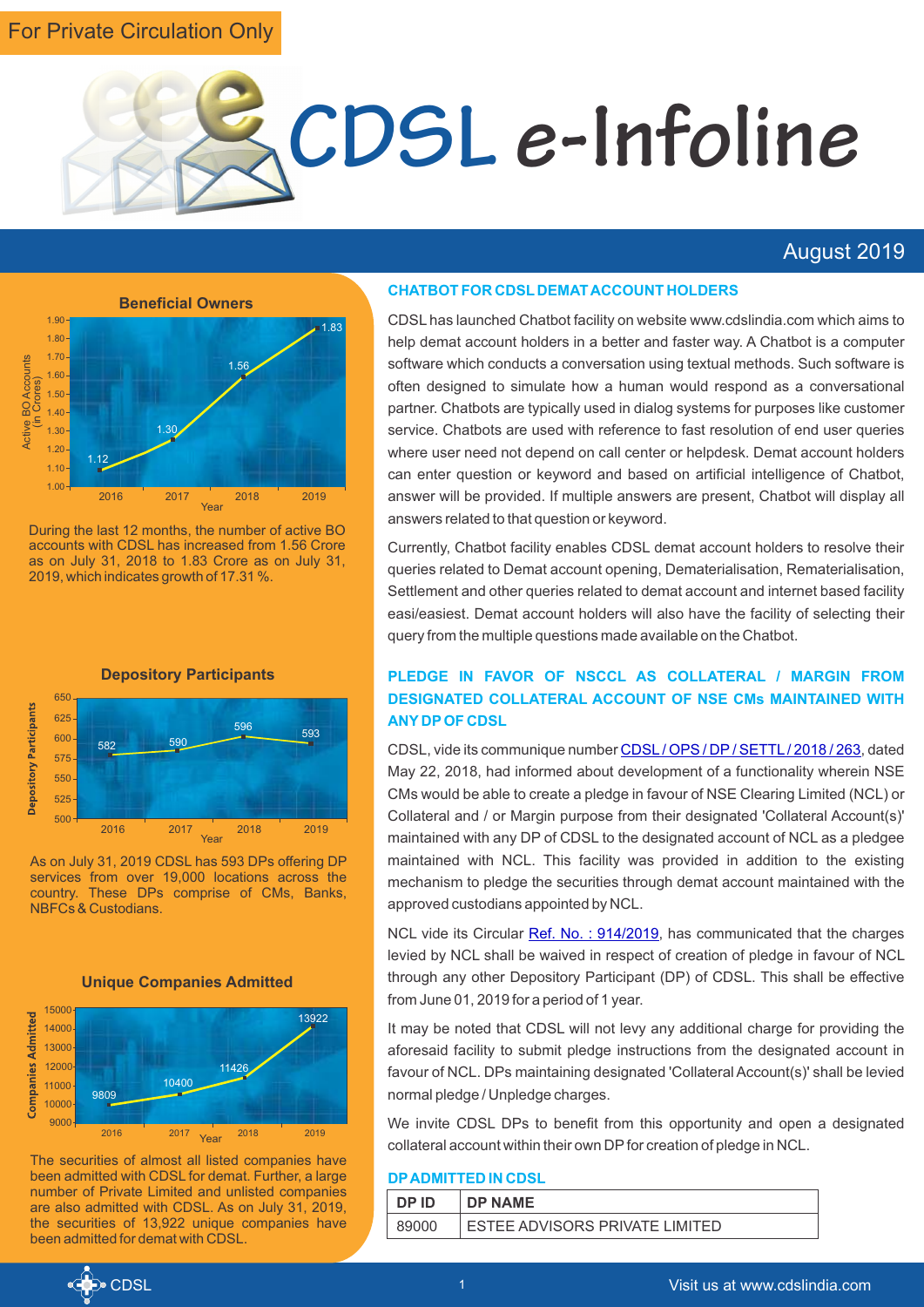For Private Circulation Only

# CDSL e-Infoline

August 2019

### Beneficial Owners

During the last 12 months, the number of active BO accounts with CDSL has increased from 1.56 Crore as on July 31, 2018 to 1.83 Crore as on July 31, 2019, which indicates growth of 17.31 %.

### Depository Participants

As on July 31, 2019 CDSL has 593 DPs offering DP services from over 19,000 locations across the country. These DPs comprise of CMs, Banks, NBFCs & Custodians.

### Unique Companies Admitted

The securities of almost all listed companies have been admitted with CDSL for demat. Further, a large number of Private Limited and unlisted companies are also admitted with CDSL. As on July 31, 2019, the securities of 13,922 unique companies have been admitted for demat with CDSL.

## CHATBOT FOR CDSL DEMAT ACCOUNT HOLDERS

CDSL has launched Chatbot facility on website www.cdslindia.com which aims to help demat account holders in a better and faster way. A Chatbot is a computer software which conducts a conversation using textual methods. Such software is often designed to simulate how a human would respond as a conversational partner. Chatbots are typically used in dialog systems for purposes like customer service. Chatbots are used with reference to fast resolution of end user queries where user need not depend on call center or helpdesk. Demat account holders can enter question or keyword and based on artificial intelligence of Chatbot, answer will be provided. If multiple answers are present, Chatbot will display all answers related to that question or keyword.

Currently, Chatbot facility enables CDSL demat account holders to resolve their queries related to Demat account opening, Dematerialisation, Rematerialisation, Settlement and other queries related to demat account and internet based facility easi/easiest. Demat account holders will also have the facility of selecting their query from the multiple questions made available on the Chatbot.

## PLEDGE IN FAVOR OF NSCCL AS COLLATERAL / MARGIN FROM DESIGNATED COLLATERAL ACCOUNT OF NSE CMs MAINTAINED WITH ANY DP OF CDSL

CDSL, vide its communique number CDSL / OPS / DP / SETTL / 2018 / 263, dated May 22, 2018, had informed about development of a functionality wherein NSE CMs would be able to create a pledge in favour of NSE Clearing Limited (NCL) or Collateral and / or Margin purpose from their designated 'Collateral Account(s)' maintained with any DP of CDSL to the designated account of NCL as a pledgee maintained with NCL. This facility was provided in addition to the existing mechanism to pledge the securities through demat account maintained with the approved custodians appointed by NCL.

NCL vide its Circular Ref. No. : 914/2019, has communicated that the charges levied by NCL shall be waived in respect of creation of pledge in favour of NCL through any other Depository Participant (DP) of CDSL. This shall be effective from June 01, 2019 for a period of 1 year.

It may be noted that CDSL will not levy any additional charge for providing the aforesaid facility to submit pledge instructions from the designated account in favour of NCL. DPs maintaining designated 'Collateral Account(s)' shall be levied normal pledge / Unpledge charges.

We invite CDSL DPs to benefit from this opportunity and open a designated collateral account within their own DP for creation of pledge in NCL.

## DP ADMITTED IN CDSL

| DP ID | DP NAME |
|---|---|
| 89000 | ESTEE ADVISORS PRIVATE LIMITED |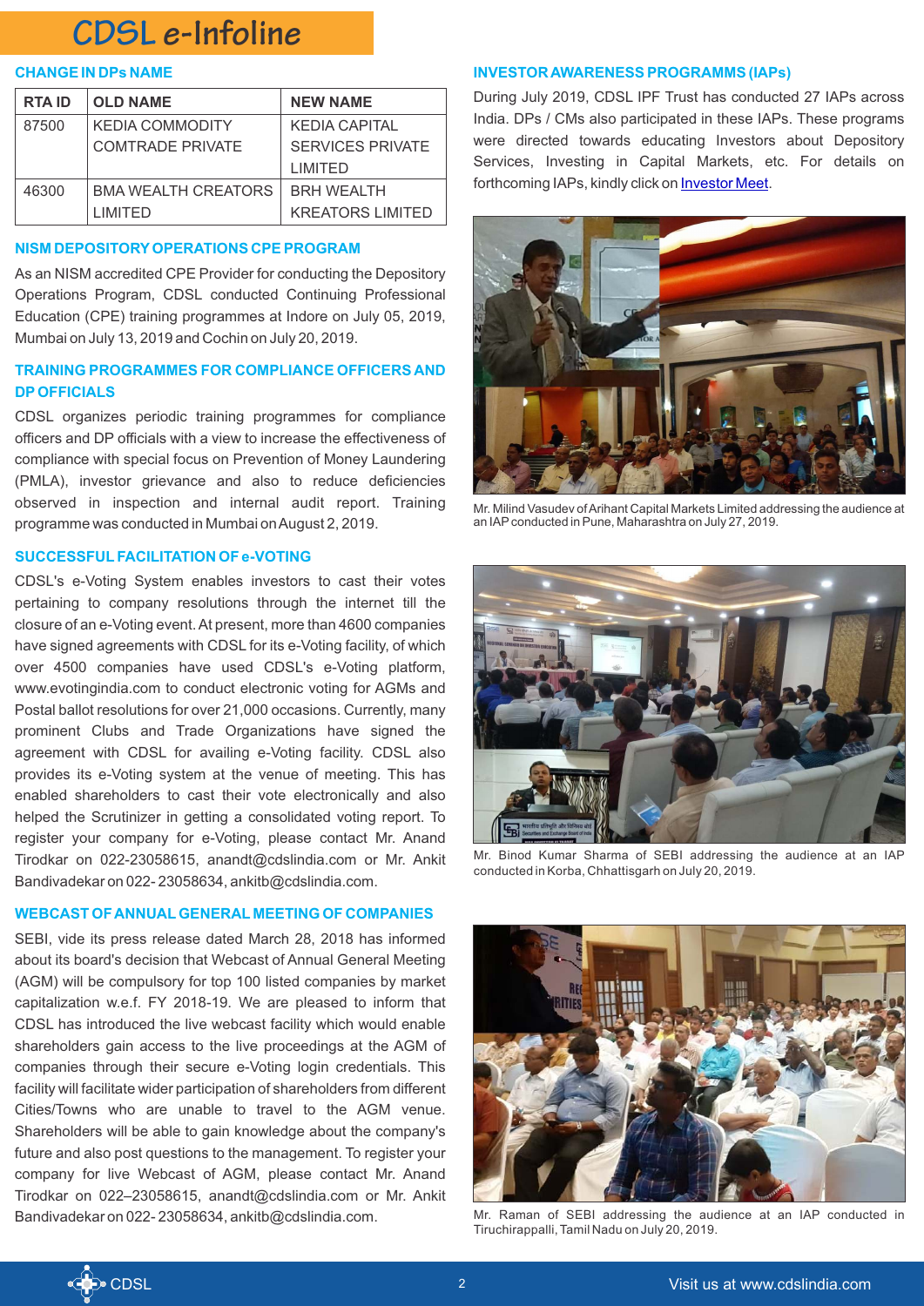# CDSL e-Infoline

## CHANGE IN DPs NAME

| RTA ID | OLD NAME | NEW NAME |
|---|---|---|
| 87500 | KEDIA COMMODITY COMTRADE PRIVATE | KEDIA CAPITAL SERVICES PRIVATE LIMITED |
| 46300 | BMA WEALTH CREATORS LIMITED | BRH WEALTH KREATORS LIMITED |

## NISM DEPOSITORY OPERATIONS CPE PROGRAM

As an NISM accredited CPE Provider for conducting the Depository Operations Program, CDSL conducted Continuing Professional Education (CPE) training programmes at Indore on July 05, 2019, Mumbai on July 13, 2019 and Cochin on July 20, 2019.

## TRAINING PROGRAMMES FOR COMPLIANCE OFFICERS AND DP OFFICIALS

CDSL organizes periodic training programmes for compliance officers and DP officials with a view to increase the effectiveness of compliance with special focus on Prevention of Money Laundering (PMLA), investor grievance and also to reduce deficiencies observed in inspection and internal audit report. Training programme was conducted in Mumbai on August 2, 2019.

## SUCCESSFUL FACILITATION OF e-VOTING

CDSL's e-Voting System enables investors to cast their votes pertaining to company resolutions through the internet till the closure of an e-Voting event. At present, more than 4600 companies have signed agreements with CDSL for its e-Voting facility, of which over 4500 companies have used CDSL's e-Voting platform, www.evotingindia.com to conduct electronic voting for AGMs and Postal ballot resolutions for over 21,000 occasions. Currently, many prominent Clubs and Trade Organizations have signed the agreement with CDSL for availing e-Voting facility. CDSL also provides its e-Voting system at the venue of meeting. This has enabled shareholders to cast their vote electronically and also helped the Scrutinizer in getting a consolidated voting report. To register your company for e-Voting, please contact Mr. Anand Tirodkar on 022-23058615, anandt@cdslindia.com or Mr. Ankit Bandivadekar on 022- 23058634, ankitb@cdslindia.com.

## WEBCAST OF ANNUAL GENERAL MEETING OF COMPANIES

SEBI, vide its press release dated March 28, 2018 has informed about its board's decision that Webcast of Annual General Meeting (AGM) will be compulsory for top 100 listed companies by market capitalization w.e.f. FY 2018-19. We are pleased to inform that CDSL has introduced the live webcast facility which would enable shareholders gain access to the live proceedings at the AGM of companies through their secure e-Voting login credentials. This facility will facilitate wider participation of shareholders from different Cities/Towns who are unable to travel to the AGM venue. Shareholders will be able to gain knowledge about the company's future and also post questions to the management. To register your company for live Webcast of AGM, please contact Mr. Anand Tirodkar on 022–23058615, anandt@cdslindia.com or Mr. Ankit Bandivadekar on 022- 23058634, ankitb@cdslindia.com.

## INVESTOR AWARENESS PROGRAMMS (IAPs)

During July 2019, CDSL IPF Trust has conducted 27 IAPs across India. DPs / CMs also participated in these IAPs. These programs were directed towards educating Investors about Depository Services, Investing in Capital Markets, etc. For details on forthcoming IAPs, kindly click on Investor Meet.

Mr. Milind Vasudev of Arihant Capital Markets Limited addressing the audience at an IAP conducted in Pune, Maharashtra on July 27, 2019.

Mr. Binod Kumar Sharma of SEBI addressing the audience at an IAP conducted in Korba, Chhattisgarh on July 20, 2019.

Mr. Raman of SEBI addressing the audience at an IAP conducted in Tiruchirappalli, Tamil Nadu on July 20, 2019.

Visit us at www.cdslindia.com